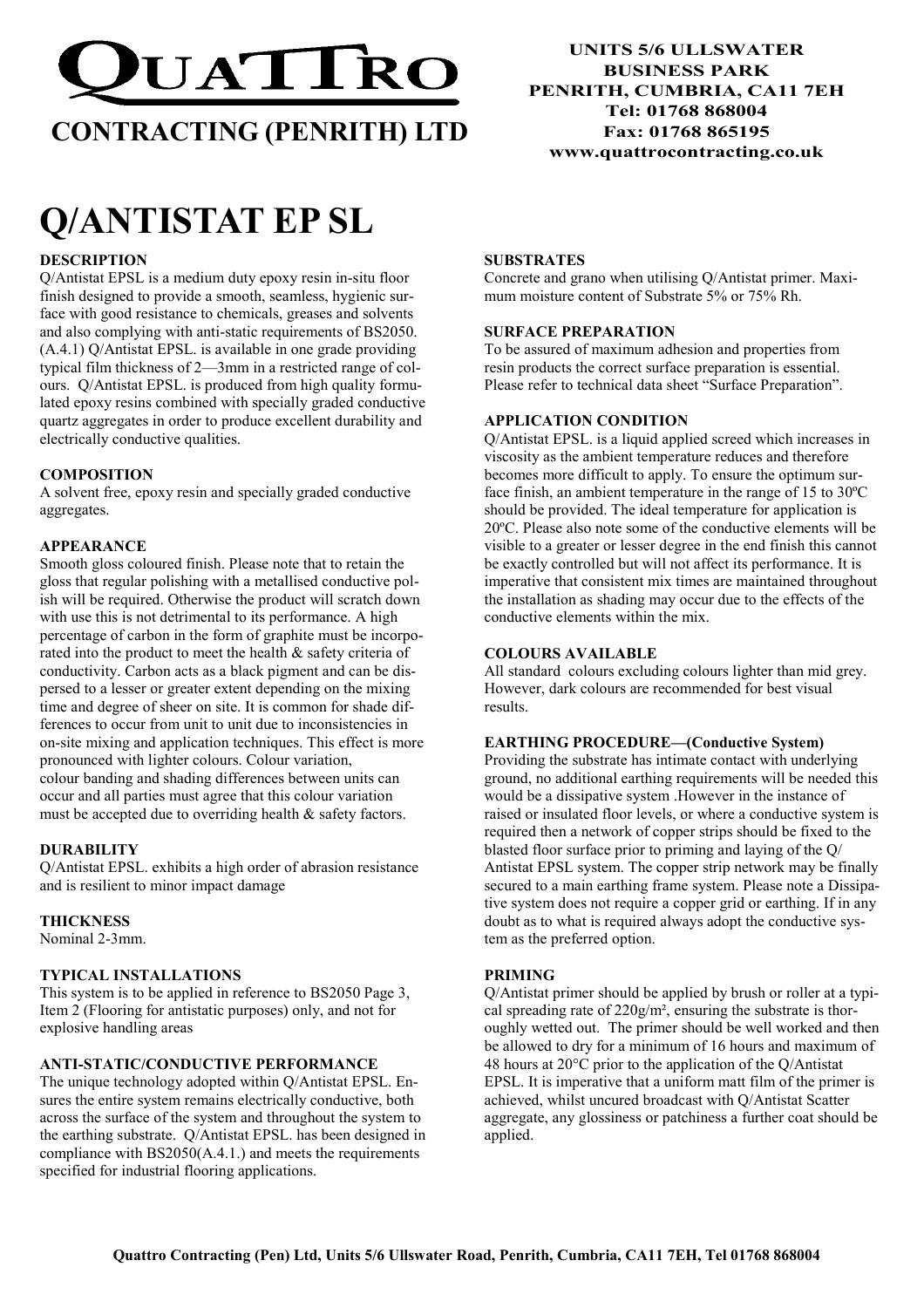# QUATTRO

## CONTRACTING (PENRITH) LTD

**UNITS 5/6 ULLSWATER BUSINESS PARK**
**PENRITH, CUMBRIA, CA11 7EH**
**Tel: 01768 868004**
**Fax: 01768 865195**
**www.quattrocontracting.co.uk**

# Q/ANTISTAT EP SL

### DESCRIPTION

Q/Antistat EPSL is a medium duty epoxy resin in-situ floor finish designed to provide a smooth, seamless, hygienic surface with good resistance to chemicals, greases and solvents and also complying with anti-static requirements of BS2050. (A.4.1) Q/Antistat EPSL. is available in one grade providing typical film thickness of 2—3mm in a restricted range of colours. Q/Antistat EPSL. is produced from high quality formulated epoxy resins combined with specially graded conductive quartz aggregates in order to produce excellent durability and electrically conductive qualities.

### COMPOSITION

A solvent free, epoxy resin and specially graded conductive aggregates.

### APPEARANCE

Smooth gloss coloured finish. Please note that to retain the gloss that regular polishing with a metallised conductive polish will be required. Otherwise the product will scratch down with use this is not detrimental to its performance. A high percentage of carbon in the form of graphite must be incorporated into the product to meet the health & safety criteria of conductivity. Carbon acts as a black pigment and can be dispersed to a lesser or greater extent depending on the mixing time and degree of sheer on site. It is common for shade differences to occur from unit to unit due to inconsistencies in on-site mixing and application techniques. This effect is more pronounced with lighter colours. Colour variation, colour banding and shading differences between units can occur and all parties must agree that this colour variation must be accepted due to overriding health & safety factors.

### DURABILITY

Q/Antistat EPSL. exhibits a high order of abrasion resistance and is resilient to minor impact damage

### THICKNESS

Nominal 2-3mm.

### TYPICAL INSTALLATIONS

This system is to be applied in reference to BS2050 Page 3, Item 2 (Flooring for antistatic purposes) only, and not for explosive handling areas

### ANTI-STATIC/CONDUCTIVE PERFORMANCE

The unique technology adopted within Q/Antistat EPSL. Ensures the entire system remains electrically conductive, both across the surface of the system and throughout the system to the earthing substrate. Q/Antistat EPSL. has been designed in compliance with BS2050(A.4.1.) and meets the requirements specified for industrial flooring applications.

### SUBSTRATES

Concrete and grano when utilising Q/Antistat primer. Maximum moisture content of Substrate 5% or 75% Rh.

### SURFACE PREPARATION

To be assured of maximum adhesion and properties from resin products the correct surface preparation is essential. Please refer to technical data sheet "Surface Preparation".

### APPLICATION CONDITION

Q/Antistat EPSL. is a liquid applied screed which increases in viscosity as the ambient temperature reduces and therefore becomes more difficult to apply. To ensure the optimum surface finish, an ambient temperature in the range of 15 to 30ºC should be provided. The ideal temperature for application is 20ºC. Please also note some of the conductive elements will be visible to a greater or lesser degree in the end finish this cannot be exactly controlled but will not affect its performance. It is imperative that consistent mix times are maintained throughout the installation as shading may occur due to the effects of the conductive elements within the mix.

### COLOURS AVAILABLE

All standard colours excluding colours lighter than mid grey. However, dark colours are recommended for best visual results.

### EARTHING PROCEDURE—(Conductive System)

Providing the substrate has intimate contact with underlying ground, no additional earthing requirements will be needed this would be a dissipative system .However in the instance of raised or insulated floor levels, or where a conductive system is required then a network of copper strips should be fixed to the blasted floor surface prior to priming and laying of the Q/Antistat EPSL system. The copper strip network may be finally secured to a main earthing frame system. Please note a Dissipative system does not require a copper grid or earthing. If in any doubt as to what is required always adopt the conductive system as the preferred option.

### PRIMING

Q/Antistat primer should be applied by brush or roller at a typical spreading rate of 220g/m², ensuring the substrate is thoroughly wetted out. The primer should be well worked and then be allowed to dry for a minimum of 16 hours and maximum of 48 hours at 20°C prior to the application of the Q/Antistat EPSL. It is imperative that a uniform matt film of the primer is achieved, whilst uncured broadcast with Q/Antistat Scatter aggregate, any glossiness or patchiness a further coat should be applied.

**Quattro Contracting (Pen) Ltd, Units 5/6 Ullswater Road, Penrith, Cumbria, CA11 7EH, Tel 01768 868004**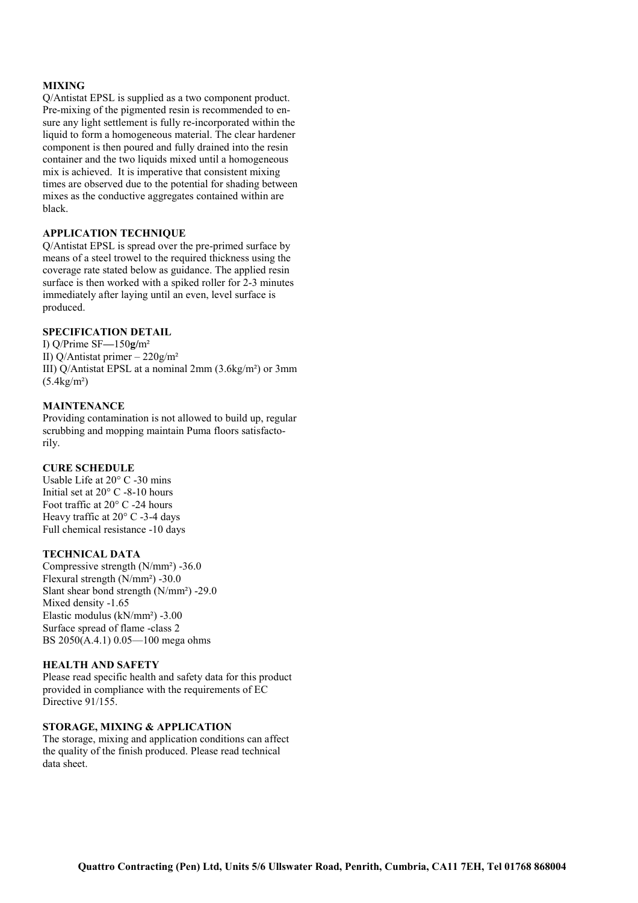## MIXING

Q/Antistat EPSL is supplied as a two component product. Pre-mixing of the pigmented resin is recommended to ensure any light settlement is fully re-incorporated within the liquid to form a homogeneous material. The clear hardener component is then poured and fully drained into the resin container and the two liquids mixed until a homogeneous mix is achieved. It is imperative that consistent mixing times are observed due to the potential for shading between mixes as the conductive aggregates contained within are black.

## APPLICATION TECHNIQUE

Q/Antistat EPSL is spread over the pre-primed surface by means of a steel trowel to the required thickness using the coverage rate stated below as guidance. The applied resin surface is then worked with a spiked roller for 2-3 minutes immediately after laying until an even, level surface is produced.

## SPECIFICATION DETAIL

I) Q/Prime SF—150**g**/m²
II) Q/Antistat primer – 220g/m²
III) Q/Antistat EPSL at a nominal 2mm (3.6kg/m²) or 3mm (5.4kg/m²)

## MAINTENANCE

Providing contamination is not allowed to build up, regular scrubbing and mopping maintain Puma floors satisfactorily.

## CURE SCHEDULE

Usable Life at 20° C -30 mins
Initial set at 20° C -8-10 hours
Foot traffic at 20° C -24 hours
Heavy traffic at 20° C -3-4 days
Full chemical resistance -10 days

## TECHNICAL DATA

Compressive strength (N/mm²) -36.0
Flexural strength (N/mm²) -30.0
Slant shear bond strength (N/mm²) -29.0
Mixed density -1.65
Elastic modulus (kN/mm²) -3.00
Surface spread of flame -class 2
BS 2050(A.4.1) 0.05—100 mega ohms

## HEALTH AND SAFETY

Please read specific health and safety data for this product provided in compliance with the requirements of EC Directive 91/155.

## STORAGE, MIXING & APPLICATION

The storage, mixing and application conditions can affect the quality of the finish produced. Please read technical data sheet.

**Quattro Contracting (Pen) Ltd, Units 5/6 Ullswater Road, Penrith, Cumbria, CA11 7EH, Tel 01768 868004**